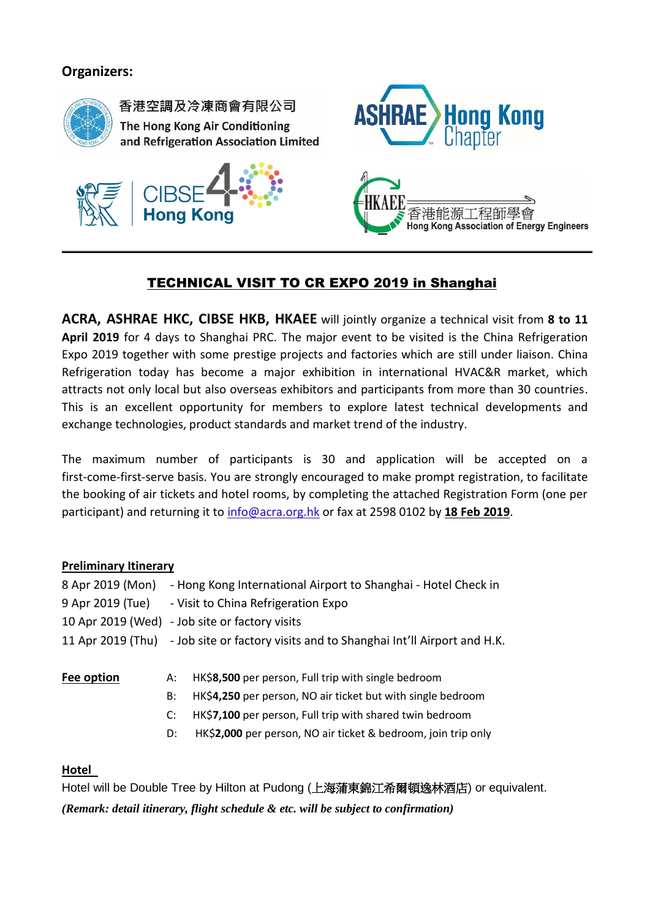**Organizers:**

香港空調及冷凍商會有限公司
The Hong Kong Air Conditioning and Refrigeration Association Limited

ASHRAE Hong Kong Chapter

CIBSE Hong Kong

HKAEE 香港能源工程師學會 Hong Kong Association of Energy Engineers

---

## TECHNICAL VISIT TO CR EXPO 2019 in Shanghai

**ACRA, ASHRAE HKC, CIBSE HKB, HKAEE** will jointly organize a technical visit from **8 to 11 April 2019** for 4 days to Shanghai PRC. The major event to be visited is the China Refrigeration Expo 2019 together with some prestige projects and factories which are still under liaison. China Refrigeration today has become a major exhibition in international HVAC&R market, which attracts not only local but also overseas exhibitors and participants from more than 30 countries. This is an excellent opportunity for members to explore latest technical developments and exchange technologies, product standards and market trend of the industry.

The maximum number of participants is 30 and application will be accepted on a first-come-first-serve basis. You are strongly encouraged to make prompt registration, to facilitate the booking of air tickets and hotel rooms, by completing the attached Registration Form (one per participant) and returning it to info@acra.org.hk or fax at 2598 0102 by **18 Feb 2019**.

**Preliminary Itinerary**

8 Apr 2019 (Mon) - Hong Kong International Airport to Shanghai - Hotel Check in
9 Apr 2019 (Tue) - Visit to China Refrigeration Expo
10 Apr 2019 (Wed) - Job site or factory visits
11 Apr 2019 (Thu) - Job site or factory visits and to Shanghai Int'll Airport and H.K.

**Fee option**

A: HK$**8,500** per person, Full trip with single bedroom
B: HK$**4,250** per person, NO air ticket but with single bedroom
C: HK$**7,100** per person, Full trip with shared twin bedroom
D: HK$**2,000** per person, NO air ticket & bedroom, join trip only

**Hotel**

Hotel will be Double Tree by Hilton at Pudong (上海浦東錦江希爾頓逸林酒店) or equivalent.

***(Remark: detail itinerary, flight schedule & etc. will be subject to confirmation)***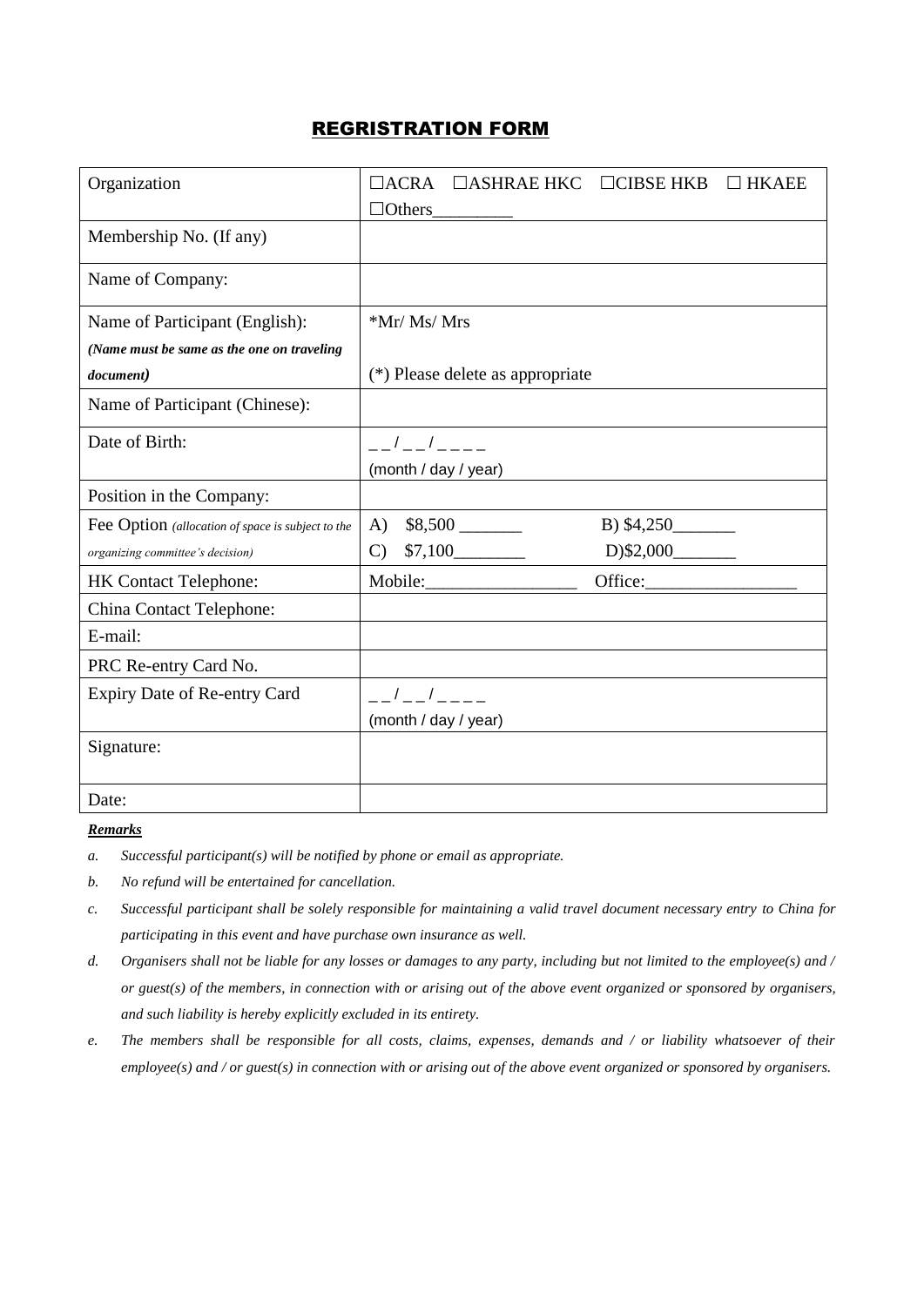## REGRISTRATION FORM

| | |
|---|---|
| Organization | ☐ACRA ☐ASHRAE HKC ☐CIBSE HKB ☐ HKAEE ☐Others_________ |
| Membership No. (If any) | |
| Name of Company: | |
| Name of Participant (English): ***(Name must be same as the one on traveling document)*** | *Mr/ Ms/ Mrs (*) Please delete as appropriate |
| Name of Participant (Chinese): | |
| Date of Birth: | _ _ / _ _ / _ _ _ _ (month / day / year) |
| Position in the Company: | |
| Fee Option *(allocation of space is subject to the organizing committee's decision)* | A) $8,500 _______ B) $4,250_______ C) $7,100________ D)$2,000_______ |
| HK Contact Telephone: | Mobile:_________________ Office:_________________ |
| China Contact Telephone: | |
| E-mail: | |
| PRC Re-entry Card No. | |
| Expiry Date of Re-entry Card | _ _ / _ _ / _ _ _ _ (month / day / year) |
| Signature: | |
| Date: | |

***Remarks***

*a. Successful participant(s) will be notified by phone or email as appropriate.*

*b. No refund will be entertained for cancellation.*

*c. Successful participant shall be solely responsible for maintaining a valid travel document necessary entry to China for participating in this event and have purchase own insurance as well.*

*d. Organisers shall not be liable for any losses or damages to any party, including but not limited to the employee(s) and / or guest(s) of the members, in connection with or arising out of the above event organized or sponsored by organisers, and such liability is hereby explicitly excluded in its entirety.*

*e. The members shall be responsible for all costs, claims, expenses, demands and / or liability whatsoever of their employee(s) and / or guest(s) in connection with or arising out of the above event organized or sponsored by organisers.*